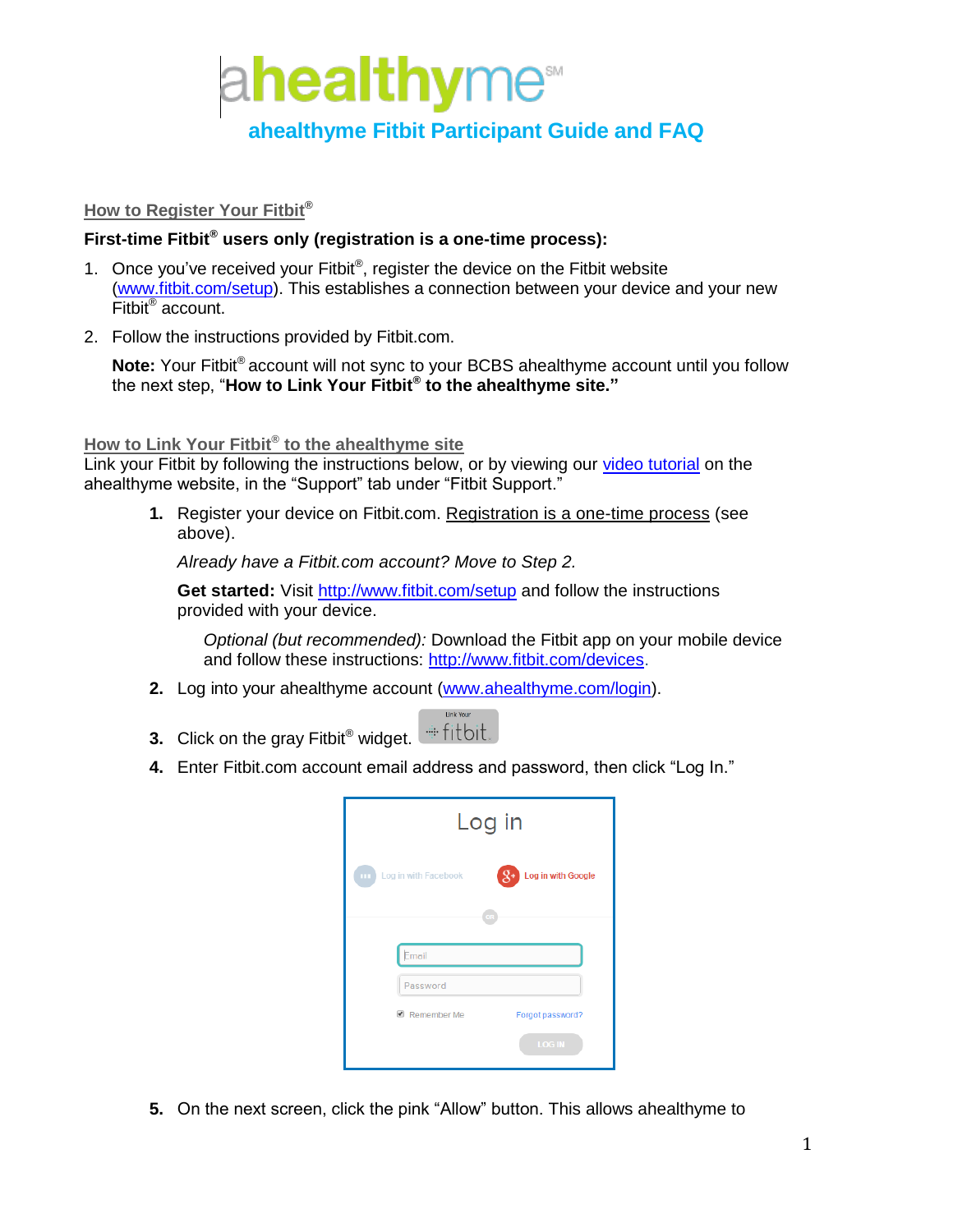# ahealthyme℠

## ahealthyme Fitbit Participant Guide and FAQ

### How to Register Your Fitbit®

**First-time Fitbit® users only (registration is a one-time process):**

1. Once you've received your Fitbit®, register the device on the Fitbit website (www.fitbit.com/setup). This establishes a connection between your device and your new Fitbit® account.
2. Follow the instructions provided by Fitbit.com.

   **Note:** Your Fitbit® account will not sync to your BCBS ahealthyme account until you follow the next step, "**How to Link Your Fitbit® to the ahealthyme site.**"

### How to Link Your Fitbit® to the ahealthyme site

Link your Fitbit by following the instructions below, or by viewing our video tutorial on the ahealthyme website, in the "Support" tab under "Fitbit Support."

1. Register your device on Fitbit.com. Registration is a one-time process (see above).

   *Already have a Fitbit.com account? Move to Step 2.*

   **Get started:** Visit http://www.fitbit.com/setup and follow the instructions provided with your device.

   *Optional (but recommended):* Download the Fitbit app on your mobile device and follow these instructions: http://www.fitbit.com/devices.
2. Log into your ahealthyme account (www.ahealthyme.com/login).
3. Click on the gray Fitbit® widget.
4. Enter Fitbit.com account email address and password, then click "Log In."
5. On the next screen, click the pink "Allow" button. This allows ahealthyme to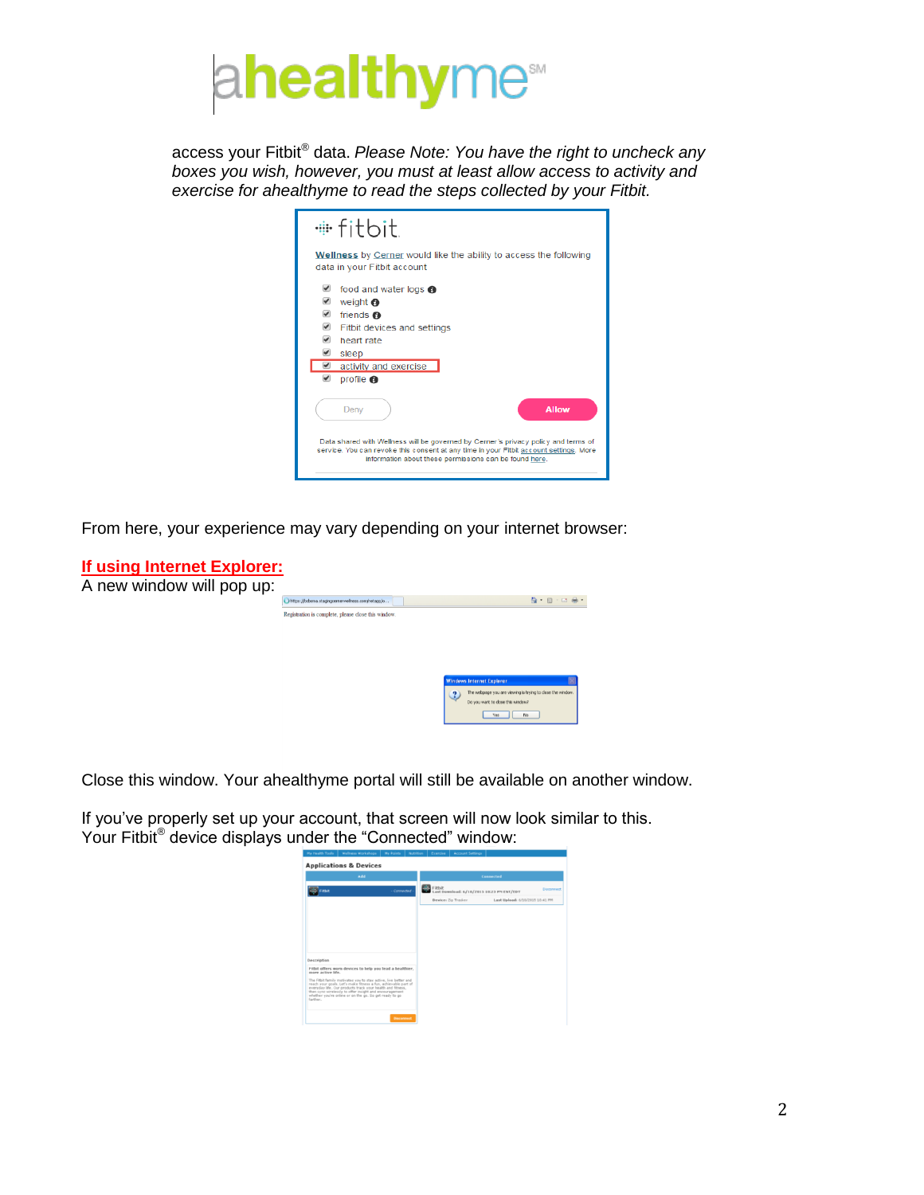access your Fitbit® data. *Please Note: You have the right to uncheck any boxes you wish, however, you must at least allow access to activity and exercise for ahealthyme to read the steps collected by your Fitbit.*

From here, your experience may vary depending on your internet browser:

**If using Internet Explorer:**

A new window will pop up:

Close this window. Your ahealthyme portal will still be available on another window.

If you've properly set up your account, that screen will now look similar to this. Your Fitbit® device displays under the "Connected" window: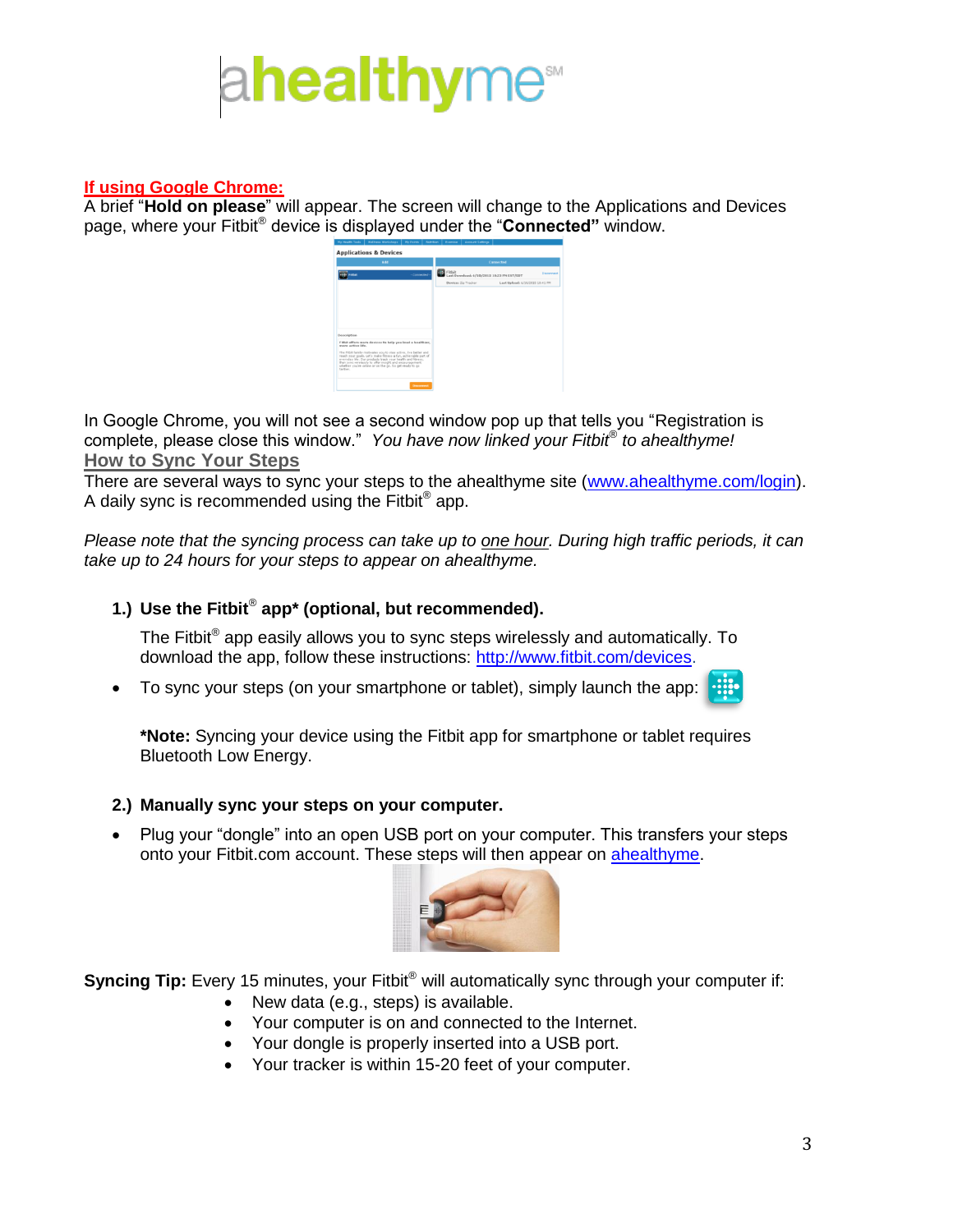**If using Google Chrome:**

A brief "**Hold on please**" will appear. The screen will change to the Applications and Devices page, where your Fitbit® device is displayed under the "**Connected"** window.

In Google Chrome, you will not see a second window pop up that tells you "Registration is complete, please close this window." *You have now linked your Fitbit® to ahealthyme!*

## How to Sync Your Steps

There are several ways to sync your steps to the ahealthyme site ([www.ahealthyme.com/login](www.ahealthyme.com/login)). A daily sync is recommended using the Fitbit® app.

*Please note that the syncing process can take up to one hour. During high traffic periods, it can take up to 24 hours for your steps to appear on ahealthyme.*

### 1.) Use the Fitbit® app* (optional, but recommended).

The Fitbit® app easily allows you to sync steps wirelessly and automatically. To download the app, follow these instructions: [http://www.fitbit.com/devices](http://www.fitbit.com/devices).

- To sync your steps (on your smartphone or tablet), simply launch the app:

**\*Note:** Syncing your device using the Fitbit app for smartphone or tablet requires Bluetooth Low Energy.

### 2.) Manually sync your steps on your computer.

- Plug your "dongle" into an open USB port on your computer. This transfers your steps onto your Fitbit.com account. These steps will then appear on ahealthyme.

**Syncing Tip:** Every 15 minutes, your Fitbit® will automatically sync through your computer if:

- New data (e.g., steps) is available.
- Your computer is on and connected to the Internet.
- Your dongle is properly inserted into a USB port.
- Your tracker is within 15-20 feet of your computer.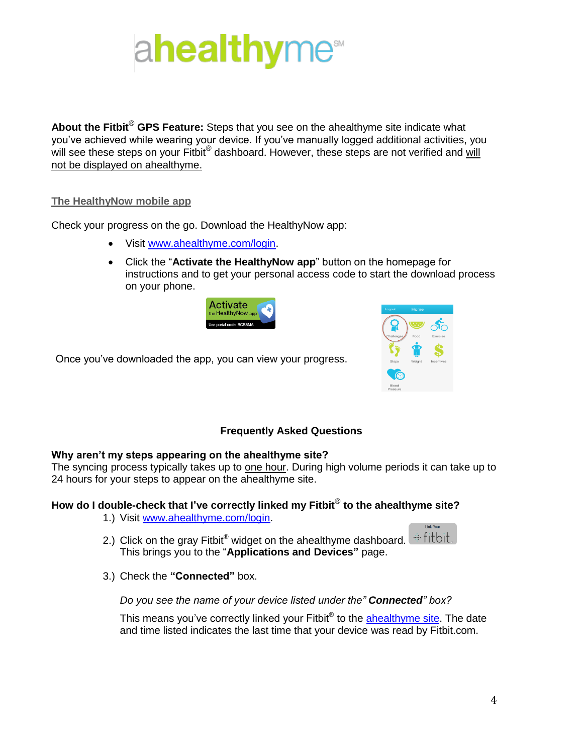# ahealthyme℠

**About the Fitbit® GPS Feature:** Steps that you see on the ahealthyme site indicate what you've achieved while wearing your device. If you've manually logged additional activities, you will see these steps on your Fitbit® dashboard. However, these steps are not verified and will not be displayed on ahealthyme.

## The HealthyNow mobile app

Check your progress on the go. Download the HealthyNow app:

- Visit www.ahealthyme.com/login.
- Click the "**Activate the HealthyNow app**" button on the homepage for instructions and to get your personal access code to start the download process on your phone.

Once you've downloaded the app, you can view your progress.

## Frequently Asked Questions

**Why aren't my steps appearing on the ahealthyme site?**
The syncing process typically takes up to one hour. During high volume periods it can take up to 24 hours for your steps to appear on the ahealthyme site.

**How do I double-check that I've correctly linked my Fitbit® to the ahealthyme site?**

1.) Visit www.ahealthyme.com/login.

2.) Click on the gray Fitbit® widget on the ahealthyme dashboard. This brings you to the "**Applications and Devices**" page.

3.) Check the **"Connected"** box.

*Do you see the name of your device listed under the" **Connected**" box?*

This means you've correctly linked your Fitbit® to the ahealthyme site. The date and time listed indicates the last time that your device was read by Fitbit.com.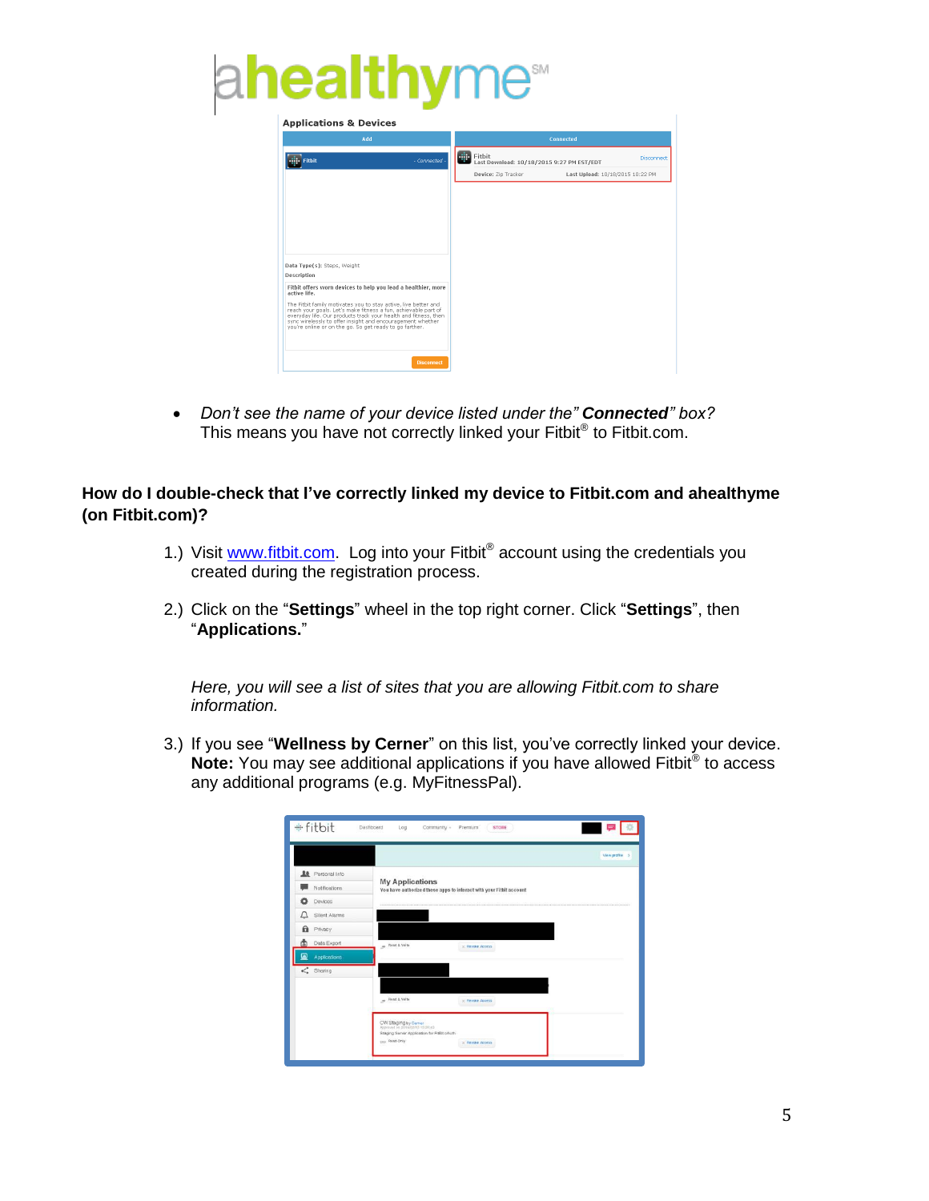- *Don't see the name of your device listed under the"* ***Connected*** *" box?* This means you have not correctly linked your Fitbit® to Fitbit.com.

**How do I double-check that I've correctly linked my device to Fitbit.com and ahealthyme (on Fitbit.com)?**

1.) Visit www.fitbit.com. Log into your Fitbit® account using the credentials you created during the registration process.

2.) Click on the "**Settings**" wheel in the top right corner. Click "**Settings**", then "**Applications.**"

*Here, you will see a list of sites that you are allowing Fitbit.com to share information.*

3.) If you see "**Wellness by Cerner**" on this list, you've correctly linked your device. **Note:** You may see additional applications if you have allowed Fitbit® to access any additional programs (e.g. MyFitnessPal).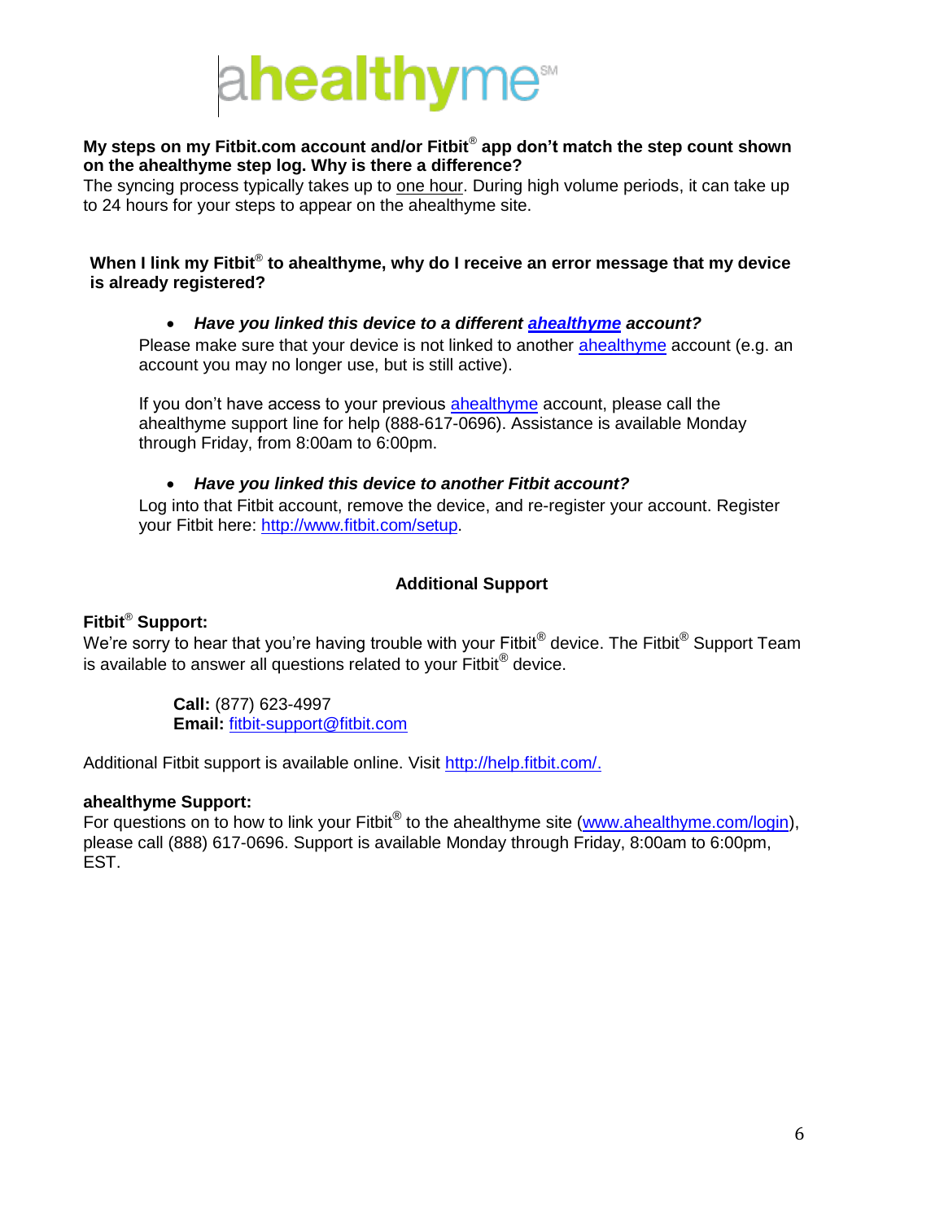ahealthyme℠

**My steps on my Fitbit.com account and/or Fitbit® app don't match the step count shown on the ahealthyme step log. Why is there a difference?**

The syncing process typically takes up to one hour. During high volume periods, it can take up to 24 hours for your steps to appear on the ahealthyme site.

**When I link my Fitbit® to ahealthyme, why do I receive an error message that my device is already registered?**

- ***Have you linked this device to a different ahealthyme account?***

Please make sure that your device is not linked to another ahealthyme account (e.g. an account you may no longer use, but is still active).

If you don't have access to your previous ahealthyme account, please call the ahealthyme support line for help (888-617-0696). Assistance is available Monday through Friday, from 8:00am to 6:00pm.

- ***Have you linked this device to another Fitbit account?***

Log into that Fitbit account, remove the device, and re-register your account. Register your Fitbit here: http://www.fitbit.com/setup.

## Additional Support

**Fitbit® Support:**

We're sorry to hear that you're having trouble with your Fitbit® device. The Fitbit® Support Team is available to answer all questions related to your Fitbit® device.

**Call:** (877) 623-4997
**Email:** fitbit-support@fitbit.com

Additional Fitbit support is available online. Visit http://help.fitbit.com/.

**ahealthyme Support:**

For questions on to how to link your Fitbit® to the ahealthyme site (www.ahealthyme.com/login), please call (888) 617-0696. Support is available Monday through Friday, 8:00am to 6:00pm, EST.